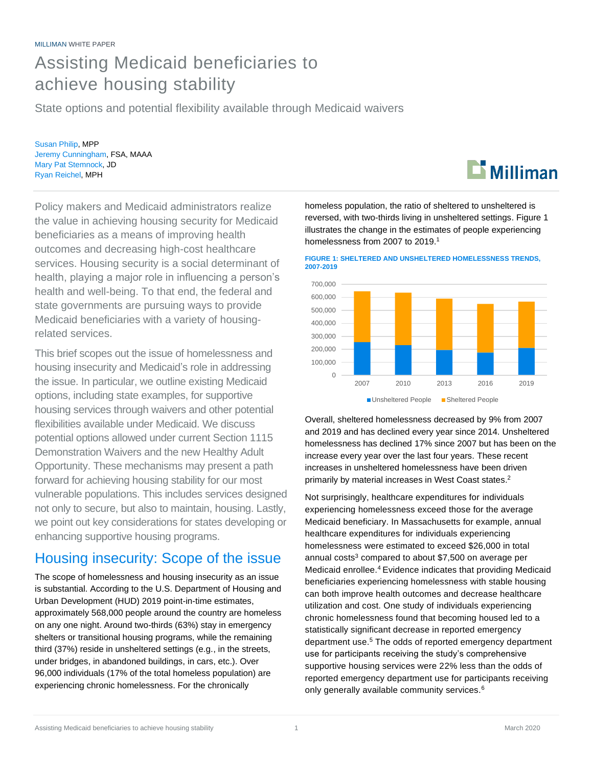MILLIMAN WHITE PAPER

# Assisting Medicaid beneficiaries to achieve housing stability

State options and potential flexibility available through Medicaid waivers

Susan Philip, MPP
Jeremy Cunningham, FSA, MAAA
Mary Pat Stemnock, JD
Ryan Reichel, MPH

Policy makers and Medicaid administrators realize the value in achieving housing security for Medicaid beneficiaries as a means of improving health outcomes and decreasing high-cost healthcare services. Housing security is a social determinant of health, playing a major role in influencing a person's health and well-being. To that end, the federal and state governments are pursuing ways to provide Medicaid beneficiaries with a variety of housing-related services.

This brief scopes out the issue of homelessness and housing insecurity and Medicaid's role in addressing the issue. In particular, we outline existing Medicaid options, including state examples, for supportive housing services through waivers and other potential flexibilities available under Medicaid. We discuss potential options allowed under current Section 1115 Demonstration Waivers and the new Healthy Adult Opportunity. These mechanisms may present a path forward for achieving housing stability for our most vulnerable populations. This includes services designed not only to secure, but also to maintain, housing. Lastly, we point out key considerations for states developing or enhancing supportive housing programs.

## Housing insecurity: Scope of the issue

The scope of homelessness and housing insecurity as an issue is substantial. According to the U.S. Department of Housing and Urban Development (HUD) 2019 point-in-time estimates, approximately 568,000 people around the country are homeless on any one night. Around two-thirds (63%) stay in emergency shelters or transitional housing programs, while the remaining third (37%) reside in unsheltered settings (e.g., in the streets, under bridges, in abandoned buildings, in cars, etc.). Over 96,000 individuals (17% of the total homeless population) are experiencing chronic homelessness. For the chronically homeless population, the ratio of sheltered to unsheltered is reversed, with two-thirds living in unsheltered settings. Figure 1 illustrates the change in the estimates of people experiencing homelessness from 2007 to 2019.[1]

**FIGURE 1: SHELTERED AND UNSHELTERED HOMELESSNESS TRENDS, 2007-2019**

Overall, sheltered homelessness decreased by 9% from 2007 and 2019 and has declined every year since 2014. Unsheltered homelessness has declined 17% since 2007 but has been on the increase every year over the last four years. These recent increases in unsheltered homelessness have been driven primarily by material increases in West Coast states.[2]

Not surprisingly, healthcare expenditures for individuals experiencing homelessness exceed those for the average Medicaid beneficiary. In Massachusetts for example, annual healthcare expenditures for individuals experiencing homelessness were estimated to exceed $26,000 in total annual costs[3] compared to about $7,500 on average per Medicaid enrollee.[4] Evidence indicates that providing Medicaid beneficiaries experiencing homelessness with stable housing can both improve health outcomes and decrease healthcare utilization and cost. One study of individuals experiencing chronic homelessness found that becoming housed led to a statistically significant decrease in reported emergency department use.[5] The odds of reported emergency department use for participants receiving the study's comprehensive supportive housing services were 22% less than the odds of reported emergency department use for participants receiving only generally available community services.[6]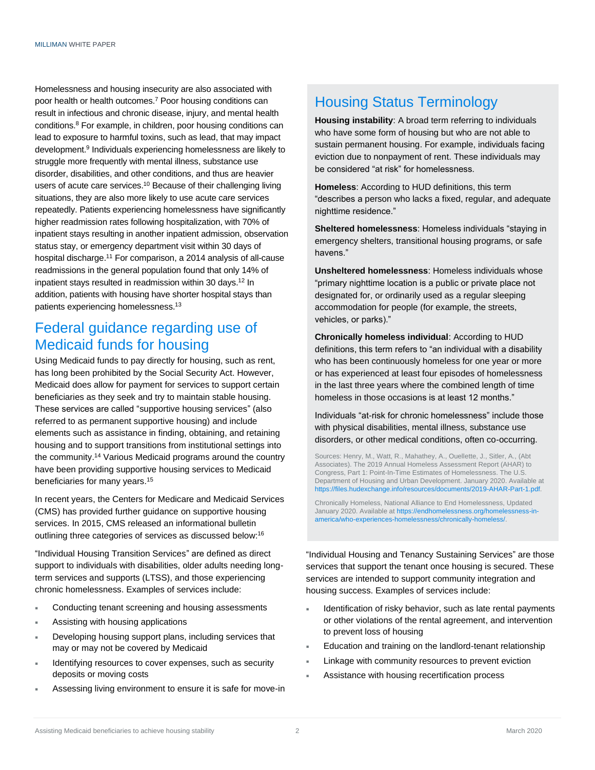Homelessness and housing insecurity are also associated with poor health or health outcomes.[7] Poor housing conditions can result in infectious and chronic disease, injury, and mental health conditions.[8] For example, in children, poor housing conditions can lead to exposure to harmful toxins, such as lead, that may impact development.[9] Individuals experiencing homelessness are likely to struggle more frequently with mental illness, substance use disorder, disabilities, and other conditions, and thus are heavier users of acute care services.[10] Because of their challenging living situations, they are also more likely to use acute care services repeatedly. Patients experiencing homelessness have significantly higher readmission rates following hospitalization, with 70% of inpatient stays resulting in another inpatient admission, observation status stay, or emergency department visit within 30 days of hospital discharge.[11] For comparison, a 2014 analysis of all-cause readmissions in the general population found that only 14% of inpatient stays resulted in readmission within 30 days.[12] In addition, patients with housing have shorter hospital stays than patients experiencing homelessness.[13]

## Federal guidance regarding use of Medicaid funds for housing

Using Medicaid funds to pay directly for housing, such as rent, has long been prohibited by the Social Security Act. However, Medicaid does allow for payment for services to support certain beneficiaries as they seek and try to maintain stable housing. These services are called "supportive housing services" (also referred to as permanent supportive housing) and include elements such as assistance in finding, obtaining, and retaining housing and to support transitions from institutional settings into the community.[14] Various Medicaid programs around the country have been providing supportive housing services to Medicaid beneficiaries for many years.[15]

In recent years, the Centers for Medicare and Medicaid Services (CMS) has provided further guidance on supportive housing services. In 2015, CMS released an informational bulletin outlining three categories of services as discussed below:[16]

"Individual Housing Transition Services" are defined as direct support to individuals with disabilities, older adults needing long-term services and supports (LTSS), and those experiencing chronic homelessness. Examples of services include:

- Conducting tenant screening and housing assessments
- Assisting with housing applications
- Developing housing support plans, including services that may or may not be covered by Medicaid
- Identifying resources to cover expenses, such as security deposits or moving costs
- Assessing living environment to ensure it is safe for move-in

"Individual Housing and Tenancy Sustaining Services" are those services that support the tenant once housing is secured. These services are intended to support community integration and housing success. Examples of services include:

- Identification of risky behavior, such as late rental payments or other violations of the rental agreement, and intervention to prevent loss of housing
- Education and training on the landlord-tenant relationship
- Linkage with community resources to prevent eviction
- Assistance with housing recertification process

## Housing Status Terminology

**Housing instability**: A broad term referring to individuals who have some form of housing but who are not able to sustain permanent housing. For example, individuals facing eviction due to nonpayment of rent. These individuals may be considered "at risk" for homelessness.

**Homeless**: According to HUD definitions, this term "describes a person who lacks a fixed, regular, and adequate nighttime residence."

**Sheltered homelessness**: Homeless individuals "staying in emergency shelters, transitional housing programs, or safe havens."

**Unsheltered homelessness**: Homeless individuals whose "primary nighttime location is a public or private place not designated for, or ordinarily used as a regular sleeping accommodation for people (for example, the streets, vehicles, or parks)."

**Chronically homeless individual**: According to HUD definitions, this term refers to "an individual with a disability who has been continuously homeless for one year or more or has experienced at least four episodes of homelessness in the last three years where the combined length of time homeless in those occasions is at least 12 months."

Individuals "at-risk for chronic homelessness" include those with physical disabilities, mental illness, substance use disorders, or other medical conditions, often co-occurring.

Sources: Henry, M., Watt, R., Mahathey, A., Ouellette, J., Sitler, A., (Abt Associates). The 2019 Annual Homeless Assessment Report (AHAR) to Congress, Part 1: Point-In-Time Estimates of Homelessness. The U.S. Department of Housing and Urban Development. January 2020. Available at https://files.hudexchange.info/resources/documents/2019-AHAR-Part-1.pdf.

Chronically Homeless, National Alliance to End Homelessness, Updated January 2020. Available at https://endhomelessness.org/homelessness-in-america/who-experiences-homelessness/chronically-homeless/.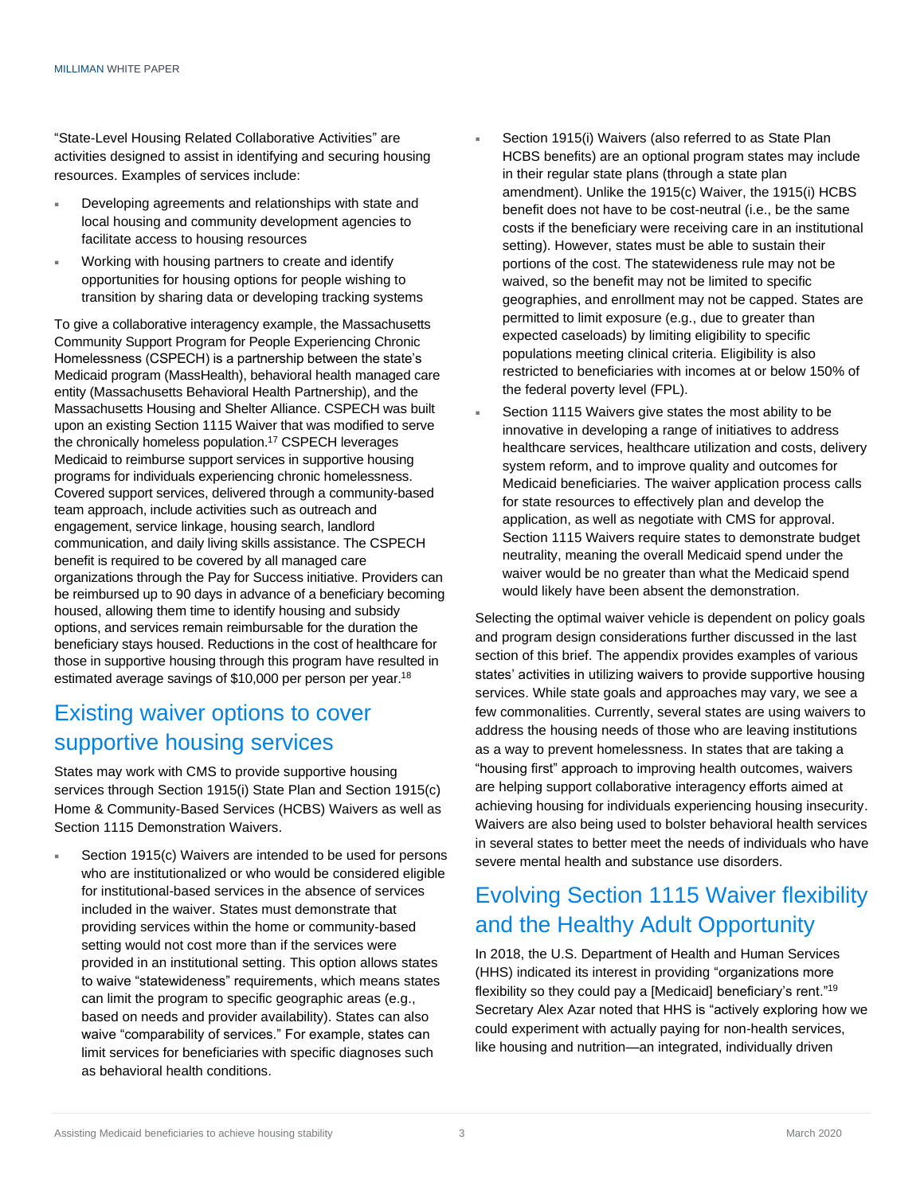"State-Level Housing Related Collaborative Activities" are activities designed to assist in identifying and securing housing resources. Examples of services include:

- Developing agreements and relationships with state and local housing and community development agencies to facilitate access to housing resources
- Working with housing partners to create and identify opportunities for housing options for people wishing to transition by sharing data or developing tracking systems

To give a collaborative interagency example, the Massachusetts Community Support Program for People Experiencing Chronic Homelessness (CSPECH) is a partnership between the state's Medicaid program (MassHealth), behavioral health managed care entity (Massachusetts Behavioral Health Partnership), and the Massachusetts Housing and Shelter Alliance. CSPECH was built upon an existing Section 1115 Waiver that was modified to serve the chronically homeless population.[17] CSPECH leverages Medicaid to reimburse support services in supportive housing programs for individuals experiencing chronic homelessness. Covered support services, delivered through a community-based team approach, include activities such as outreach and engagement, service linkage, housing search, landlord communication, and daily living skills assistance. The CSPECH benefit is required to be covered by all managed care organizations through the Pay for Success initiative. Providers can be reimbursed up to 90 days in advance of a beneficiary becoming housed, allowing them time to identify housing and subsidy options, and services remain reimbursable for the duration the beneficiary stays housed. Reductions in the cost of healthcare for those in supportive housing through this program have resulted in estimated average savings of $10,000 per person per year.[18]

## Existing waiver options to cover supportive housing services

States may work with CMS to provide supportive housing services through Section 1915(i) State Plan and Section 1915(c) Home & Community-Based Services (HCBS) Waivers as well as Section 1115 Demonstration Waivers.

- Section 1915(c) Waivers are intended to be used for persons who are institutionalized or who would be considered eligible for institutional-based services in the absence of services included in the waiver. States must demonstrate that providing services within the home or community-based setting would not cost more than if the services were provided in an institutional setting. This option allows states to waive "statewideness" requirements, which means states can limit the program to specific geographic areas (e.g., based on needs and provider availability). States can also waive "comparability of services." For example, states can limit services for beneficiaries with specific diagnoses such as behavioral health conditions.
- Section 1915(i) Waivers (also referred to as State Plan HCBS benefits) are an optional program states may include in their regular state plans (through a state plan amendment). Unlike the 1915(c) Waiver, the 1915(i) HCBS benefit does not have to be cost-neutral (i.e., be the same costs if the beneficiary were receiving care in an institutional setting). However, states must be able to sustain their portions of the cost. The statewideness rule may not be waived, so the benefit may not be limited to specific geographies, and enrollment may not be capped. States are permitted to limit exposure (e.g., due to greater than expected caseloads) by limiting eligibility to specific populations meeting clinical criteria. Eligibility is also restricted to beneficiaries with incomes at or below 150% of the federal poverty level (FPL).
- Section 1115 Waivers give states the most ability to be innovative in developing a range of initiatives to address healthcare services, healthcare utilization and costs, delivery system reform, and to improve quality and outcomes for Medicaid beneficiaries. The waiver application process calls for state resources to effectively plan and develop the application, as well as negotiate with CMS for approval. Section 1115 Waivers require states to demonstrate budget neutrality, meaning the overall Medicaid spend under the waiver would be no greater than what the Medicaid spend would likely have been absent the demonstration.

Selecting the optimal waiver vehicle is dependent on policy goals and program design considerations further discussed in the last section of this brief. The appendix provides examples of various states' activities in utilizing waivers to provide supportive housing services. While state goals and approaches may vary, we see a few commonalities. Currently, several states are using waivers to address the housing needs of those who are leaving institutions as a way to prevent homelessness. In states that are taking a "housing first" approach to improving health outcomes, waivers are helping support collaborative interagency efforts aimed at achieving housing for individuals experiencing housing insecurity. Waivers are also being used to bolster behavioral health services in several states to better meet the needs of individuals who have severe mental health and substance use disorders.

## Evolving Section 1115 Waiver flexibility and the Healthy Adult Opportunity

In 2018, the U.S. Department of Health and Human Services (HHS) indicated its interest in providing "organizations more flexibility so they could pay a [Medicaid] beneficiary's rent."[19] Secretary Alex Azar noted that HHS is "actively exploring how we could experiment with actually paying for non-health services, like housing and nutrition—an integrated, individually driven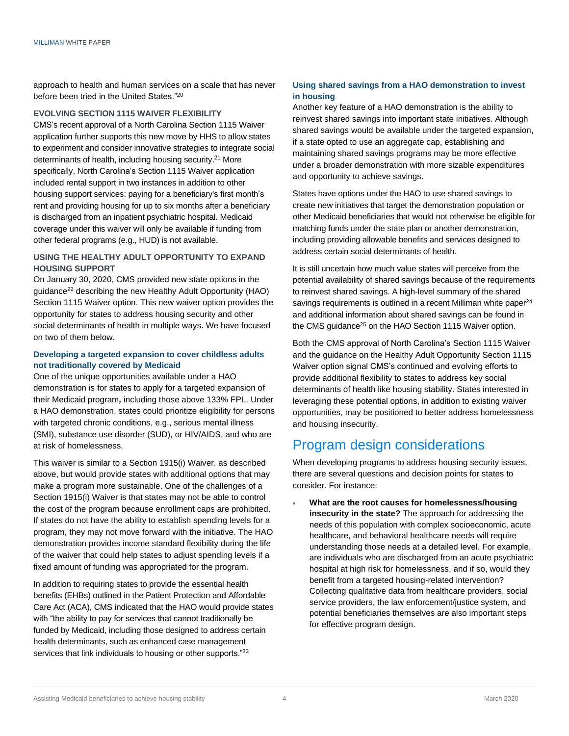approach to health and human services on a scale that has never before been tried in the United States."[20]

### EVOLVING SECTION 1115 WAIVER FLEXIBILITY

CMS's recent approval of a North Carolina Section 1115 Waiver application further supports this new move by HHS to allow states to experiment and consider innovative strategies to integrate social determinants of health, including housing security.[21] More specifically, North Carolina's Section 1115 Waiver application included rental support in two instances in addition to other housing support services: paying for a beneficiary's first month's rent and providing housing for up to six months after a beneficiary is discharged from an inpatient psychiatric hospital. Medicaid coverage under this waiver will only be available if funding from other federal programs (e.g., HUD) is not available.

### USING THE HEALTHY ADULT OPPORTUNITY TO EXPAND HOUSING SUPPORT

On January 30, 2020, CMS provided new state options in the guidance[22] describing the new Healthy Adult Opportunity (HAO) Section 1115 Waiver option. This new waiver option provides the opportunity for states to address housing security and other social determinants of health in multiple ways. We have focused on two of them below.

#### Developing a targeted expansion to cover childless adults not traditionally covered by Medicaid

One of the unique opportunities available under a HAO demonstration is for states to apply for a targeted expansion of their Medicaid program**,** including those above 133% FPL. Under a HAO demonstration, states could prioritize eligibility for persons with targeted chronic conditions, e.g., serious mental illness (SMI), substance use disorder (SUD), or HIV/AIDS, and who are at risk of homelessness.

This waiver is similar to a Section 1915(i) Waiver, as described above, but would provide states with additional options that may make a program more sustainable. One of the challenges of a Section 1915(i) Waiver is that states may not be able to control the cost of the program because enrollment caps are prohibited. If states do not have the ability to establish spending levels for a program, they may not move forward with the initiative. The HAO demonstration provides income standard flexibility during the life of the waiver that could help states to adjust spending levels if a fixed amount of funding was appropriated for the program.

In addition to requiring states to provide the essential health benefits (EHBs) outlined in the Patient Protection and Affordable Care Act (ACA), CMS indicated that the HAO would provide states with "the ability to pay for services that cannot traditionally be funded by Medicaid, including those designed to address certain health determinants, such as enhanced case management services that link individuals to housing or other supports."[23]

#### Using shared savings from a HAO demonstration to invest in housing

Another key feature of a HAO demonstration is the ability to reinvest shared savings into important state initiatives. Although shared savings would be available under the targeted expansion, if a state opted to use an aggregate cap, establishing and maintaining shared savings programs may be more effective under a broader demonstration with more sizable expenditures and opportunity to achieve savings.

States have options under the HAO to use shared savings to create new initiatives that target the demonstration population or other Medicaid beneficiaries that would not otherwise be eligible for matching funds under the state plan or another demonstration, including providing allowable benefits and services designed to address certain social determinants of health.

It is still uncertain how much value states will perceive from the potential availability of shared savings because of the requirements to reinvest shared savings. A high-level summary of the shared savings requirements is outlined in a recent Milliman white paper[24] and additional information about shared savings can be found in the CMS guidance[25] on the HAO Section 1115 Waiver option.

Both the CMS approval of North Carolina's Section 1115 Waiver and the guidance on the Healthy Adult Opportunity Section 1115 Waiver option signal CMS's continued and evolving efforts to provide additional flexibility to states to address key social determinants of health like housing stability. States interested in leveraging these potential options, in addition to existing waiver opportunities, may be positioned to better address homelessness and housing insecurity.

## Program design considerations

When developing programs to address housing security issues, there are several questions and decision points for states to consider. For instance:

- **What are the root causes for homelessness/housing insecurity in the state?** The approach for addressing the needs of this population with complex socioeconomic, acute healthcare, and behavioral healthcare needs will require understanding those needs at a detailed level. For example, are individuals who are discharged from an acute psychiatric hospital at high risk for homelessness, and if so, would they benefit from a targeted housing-related intervention? Collecting qualitative data from healthcare providers, social service providers, the law enforcement/justice system, and potential beneficiaries themselves are also important steps for effective program design.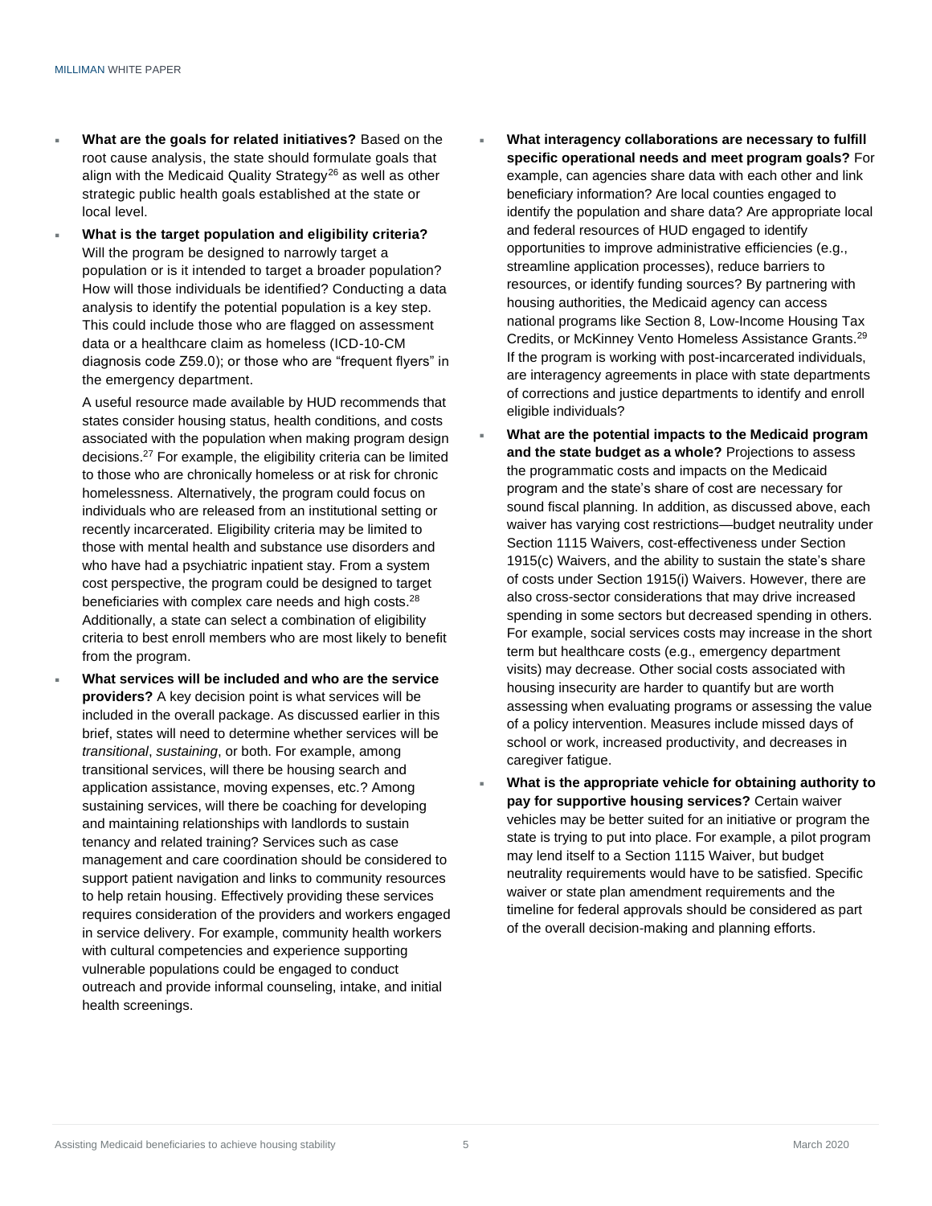- **What are the goals for related initiatives?** Based on the root cause analysis, the state should formulate goals that align with the Medicaid Quality Strategy[26] as well as other strategic public health goals established at the state or local level.
- **What is the target population and eligibility criteria?** Will the program be designed to narrowly target a population or is it intended to target a broader population? How will those individuals be identified? Conducting a data analysis to identify the potential population is a key step. This could include those who are flagged on assessment data or a healthcare claim as homeless (ICD-10-CM diagnosis code Z59.0); or those who are "frequent flyers" in the emergency department.

  A useful resource made available by HUD recommends that states consider housing status, health conditions, and costs associated with the population when making program design decisions.[27] For example, the eligibility criteria can be limited to those who are chronically homeless or at risk for chronic homelessness. Alternatively, the program could focus on individuals who are released from an institutional setting or recently incarcerated. Eligibility criteria may be limited to those with mental health and substance use disorders and who have had a psychiatric inpatient stay. From a system cost perspective, the program could be designed to target beneficiaries with complex care needs and high costs.[28] Additionally, a state can select a combination of eligibility criteria to best enroll members who are most likely to benefit from the program.
- **What services will be included and who are the service providers?** A key decision point is what services will be included in the overall package. As discussed earlier in this brief, states will need to determine whether services will be *transitional*, *sustaining*, or both. For example, among transitional services, will there be housing search and application assistance, moving expenses, etc.? Among sustaining services, will there be coaching for developing and maintaining relationships with landlords to sustain tenancy and related training? Services such as case management and care coordination should be considered to support patient navigation and links to community resources to help retain housing. Effectively providing these services requires consideration of the providers and workers engaged in service delivery. For example, community health workers with cultural competencies and experience supporting vulnerable populations could be engaged to conduct outreach and provide informal counseling, intake, and initial health screenings.
- **What interagency collaborations are necessary to fulfill specific operational needs and meet program goals?** For example, can agencies share data with each other and link beneficiary information? Are local counties engaged to identify the population and share data? Are appropriate local and federal resources of HUD engaged to identify opportunities to improve administrative efficiencies (e.g., streamline application processes), reduce barriers to resources, or identify funding sources? By partnering with housing authorities, the Medicaid agency can access national programs like Section 8, Low-Income Housing Tax Credits, or McKinney Vento Homeless Assistance Grants.[29] If the program is working with post-incarcerated individuals, are interagency agreements in place with state departments of corrections and justice departments to identify and enroll eligible individuals?
- **What are the potential impacts to the Medicaid program and the state budget as a whole?** Projections to assess the programmatic costs and impacts on the Medicaid program and the state's share of cost are necessary for sound fiscal planning. In addition, as discussed above, each waiver has varying cost restrictions—budget neutrality under Section 1115 Waivers, cost-effectiveness under Section 1915(c) Waivers, and the ability to sustain the state's share of costs under Section 1915(i) Waivers. However, there are also cross-sector considerations that may drive increased spending in some sectors but decreased spending in others. For example, social services costs may increase in the short term but healthcare costs (e.g., emergency department visits) may decrease. Other social costs associated with housing insecurity are harder to quantify but are worth assessing when evaluating programs or assessing the value of a policy intervention. Measures include missed days of school or work, increased productivity, and decreases in caregiver fatigue.
- **What is the appropriate vehicle for obtaining authority to pay for supportive housing services?** Certain waiver vehicles may be better suited for an initiative or program the state is trying to put into place. For example, a pilot program may lend itself to a Section 1115 Waiver, but budget neutrality requirements would have to be satisfied. Specific waiver or state plan amendment requirements and the timeline for federal approvals should be considered as part of the overall decision-making and planning efforts.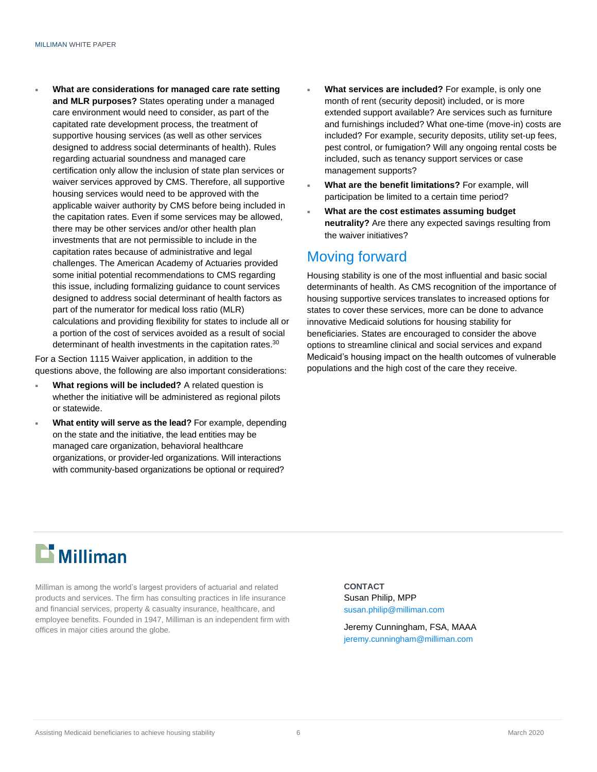- **What are considerations for managed care rate setting and MLR purposes?** States operating under a managed care environment would need to consider, as part of the capitated rate development process, the treatment of supportive housing services (as well as other services designed to address social determinants of health). Rules regarding actuarial soundness and managed care certification only allow the inclusion of state plan services or waiver services approved by CMS. Therefore, all supportive housing services would need to be approved with the applicable waiver authority by CMS before being included in the capitation rates. Even if some services may be allowed, there may be other services and/or other health plan investments that are not permissible to include in the capitation rates because of administrative and legal challenges. The American Academy of Actuaries provided some initial potential recommendations to CMS regarding this issue, including formalizing guidance to count services designed to address social determinant of health factors as part of the numerator for medical loss ratio (MLR) calculations and providing flexibility for states to include all or a portion of the cost of services avoided as a result of social determinant of health investments in the capitation rates.[30]

For a Section 1115 Waiver application, in addition to the questions above, the following are also important considerations:

- **What regions will be included?** A related question is whether the initiative will be administered as regional pilots or statewide.
- **What entity will serve as the lead?** For example, depending on the state and the initiative, the lead entities may be managed care organization, behavioral healthcare organizations, or provider-led organizations. Will interactions with community-based organizations be optional or required?
- **What services are included?** For example, is only one month of rent (security deposit) included, or is more extended support available? Are services such as furniture and furnishings included? What one-time (move-in) costs are included? For example, security deposits, utility set-up fees, pest control, or fumigation? Will any ongoing rental costs be included, such as tenancy support services or case management supports?
- **What are the benefit limitations?** For example, will participation be limited to a certain time period?
- **What are the cost estimates assuming budget neutrality?** Are there any expected savings resulting from the waiver initiatives?

## Moving forward

Housing stability is one of the most influential and basic social determinants of health. As CMS recognition of the importance of housing supportive services translates to increased options for states to cover these services, more can be done to advance innovative Medicaid solutions for housing stability for beneficiaries. States are encouraged to consider the above options to streamline clinical and social services and expand Medicaid's housing impact on the health outcomes of vulnerable populations and the high cost of the care they receive.

**Milliman**

Milliman is among the world's largest providers of actuarial and related products and services. The firm has consulting practices in life insurance and financial services, property & casualty insurance, healthcare, and employee benefits. Founded in 1947, Milliman is an independent firm with offices in major cities around the globe.

**CONTACT**

Susan Philip, MPP
susan.philip@milliman.com

Jeremy Cunningham, FSA, MAAA
jeremy.cunningham@milliman.com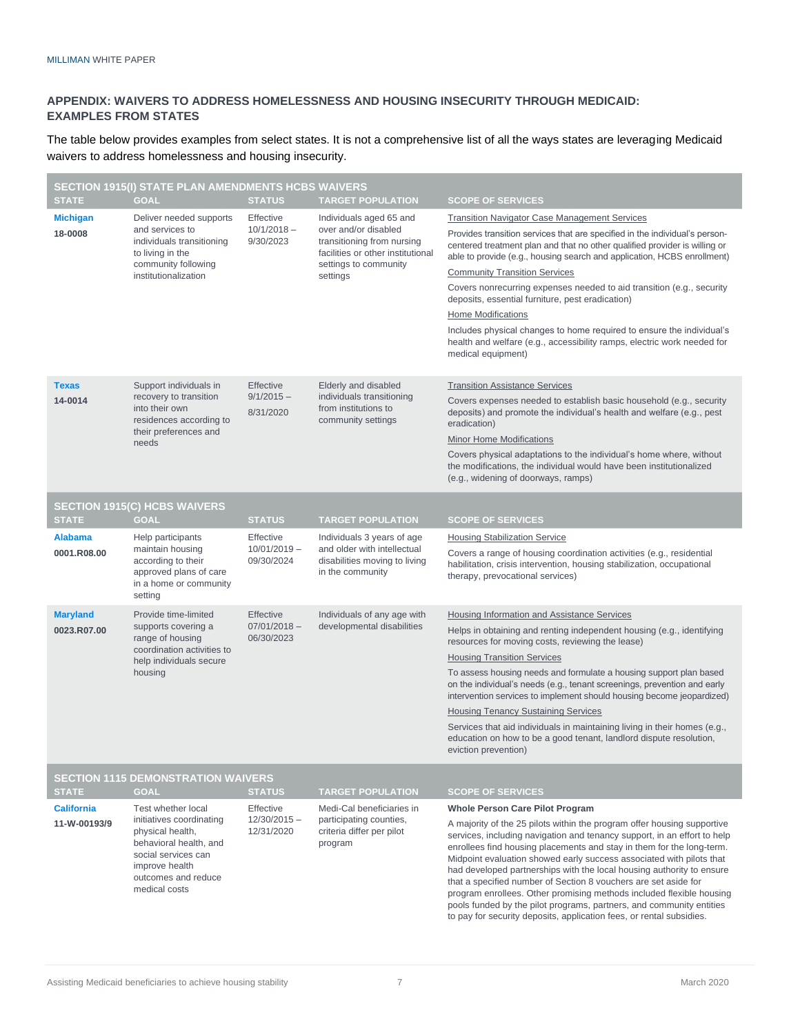## APPENDIX: WAIVERS TO ADDRESS HOMELESSNESS AND HOUSING INSECURITY THROUGH MEDICAID: EXAMPLES FROM STATES

The table below provides examples from select states. It is not a comprehensive list of all the ways states are leveraging Medicaid waivers to address homelessness and housing insecurity.

| STATE | GOAL | STATUS | TARGET POPULATION | SCOPE OF SERVICES |
|---|---|---|---|---|
| **SECTION 1915(I) STATE PLAN AMENDMENTS HCBS WAIVERS** | | | | |
| **Michigan**<br>**18-0008** | Deliver needed supports and services to individuals transitioning to living in the community following institutionalization | Effective 10/1/2018 – 9/30/2023 | Individuals aged 65 and over and/or disabled transitioning from nursing facilities or other institutional settings to community settings | Transition Navigator Case Management Services<br>Provides transition services that are specified in the individual's person-centered treatment plan and that no other qualified provider is willing or able to provide (e.g., housing search and application, HCBS enrollment)<br>Community Transition Services<br>Covers nonrecurring expenses needed to aid transition (e.g., security deposits, essential furniture, pest eradication)<br>Home Modifications<br>Includes physical changes to home required to ensure the individual's health and welfare (e.g., accessibility ramps, electric work needed for medical equipment) |
| **Texas**<br>**14-0014** | Support individuals in recovery to transition into their own residences according to their preferences and needs | Effective 9/1/2015 – 8/31/2020 | Elderly and disabled individuals transitioning from institutions to community settings | Transition Assistance Services<br>Covers expenses needed to establish basic household (e.g., security deposits) and promote the individual's health and welfare (e.g., pest eradication)<br>Minor Home Modifications<br>Covers physical adaptations to the individual's home where, without the modifications, the individual would have been institutionalized (e.g., widening of doorways, ramps) |
| **SECTION 1915(C) HCBS WAIVERS** | | | | |
| **Alabama**<br>**0001.R08.00** | Help participants maintain housing according to their approved plans of care in a home or community setting | Effective 10/01/2019 – 09/30/2024 | Individuals 3 years of age and older with intellectual disabilities moving to living in the community | Housing Stabilization Service<br>Covers a range of housing coordination activities (e.g., residential habilitation, crisis intervention, housing stabilization, occupational therapy, prevocational services) |
| **Maryland**<br>**0023.R07.00** | Provide time-limited supports covering a range of housing coordination activities to help individuals secure housing | Effective 07/01/2018 – 06/30/2023 | Individuals of any age with developmental disabilities | Housing Information and Assistance Services<br>Helps in obtaining and renting independent housing (e.g., identifying resources for moving costs, reviewing the lease)<br>Housing Transition Services<br>To assess housing needs and formulate a housing support plan based on the individual's needs (e.g., tenant screenings, prevention and early intervention services to implement should housing become jeopardized)<br>Housing Tenancy Sustaining Services<br>Services that aid individuals in maintaining living in their homes (e.g., education on how to be a good tenant, landlord dispute resolution, eviction prevention) |
| **SECTION 1115 DEMONSTRATION WAIVERS** | | | | |
| **California**<br>**11-W-00193/9** | Test whether local initiatives coordinating physical health, behavioral health, and social services can improve health outcomes and reduce medical costs | Effective 12/30/2015 – 12/31/2020 | Medi-Cal beneficiaries in participating counties, criteria differ per pilot program | **Whole Person Care Pilot Program**<br>A majority of the 25 pilots within the program offer housing supportive services, including navigation and tenancy support, in an effort to help enrollees find housing placements and stay in them for the long-term. Midpoint evaluation showed early success associated with pilots that had developed partnerships with the local housing authority to ensure that a specified number of Section 8 vouchers are set aside for program enrollees. Other promising methods included flexible housing pools funded by the pilot programs, partners, and community entities to pay for security deposits, application fees, or rental subsidies. |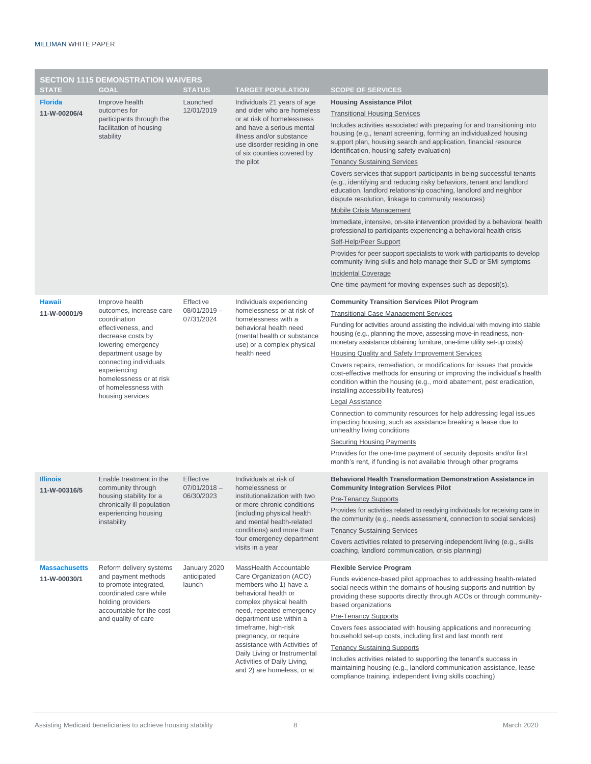| SECTION 1115 DEMONSTRATION WAIVERS | | | | |
|---|---|---|---|---|
| **STATE** | **GOAL** | **STATUS** | **TARGET POPULATION** | **SCOPE OF SERVICES** |
| **Florida** **11-W-00206/4** | Improve health outcomes for participants through the facilitation of housing stability | Launched 12/01/2019 | Individuals 21 years of age and older who are homeless or at risk of homelessness and have a serious mental illness and/or substance use disorder residing in one of six counties covered by the pilot | **Housing Assistance Pilot** <br> Transitional Housing Services <br> Includes activities associated with preparing for and transitioning into housing (e.g., tenant screening, forming an individualized housing support plan, housing search and application, financial resource identification, housing safety evaluation) <br> Tenancy Sustaining Services <br> Covers services that support participants in being successful tenants (e.g., identifying and reducing risky behaviors, tenant and landlord education, landlord relationship coaching, landlord and neighbor dispute resolution, linkage to community resources) <br> Mobile Crisis Management <br> Immediate, intensive, on-site intervention provided by a behavioral health professional to participants experiencing a behavioral health crisis <br> Self-Help/Peer Support <br> Provides for peer support specialists to work with participants to develop community living skills and help manage their SUD or SMI symptoms <br> Incidental Coverage <br> One-time payment for moving expenses such as deposit(s). |
| **Hawaii** **11-W-00001/9** | Improve health outcomes, increase care coordination effectiveness, and decrease costs by lowering emergency department usage by connecting individuals experiencing homelessness or at risk of homelessness with housing services | Effective 08/01/2019 – 07/31/2024 | Individuals experiencing homelessness or at risk of homelessness with a behavioral health need (mental health or substance use) or a complex physical health need | **Community Transition Services Pilot Program** <br> Transitional Case Management Services <br> Funding for activities around assisting the individual with moving into stable housing (e.g., planning the move, assessing move-in readiness, non-monetary assistance obtaining furniture, one-time utility set-up costs) <br> Housing Quality and Safety Improvement Services <br> Covers repairs, remediation, or modifications for issues that provide cost-effective methods for ensuring or improving the individual's health condition within the housing (e.g., mold abatement, pest eradication, installing accessibility features) <br> Legal Assistance <br> Connection to community resources for help addressing legal issues impacting housing, such as assistance breaking a lease due to unhealthy living conditions <br> Securing Housing Payments <br> Provides for the one-time payment of security deposits and/or first month's rent, if funding is not available through other programs |
| **Illinois** **11-W-00316/5** | Enable treatment in the community through housing stability for a chronically ill population experiencing housing instability | Effective 07/01/2018 – 06/30/2023 | Individuals at risk of homelessness or institutionalization with two or more chronic conditions (including physical health and mental health-related conditions) and more than four emergency department visits in a year | **Behavioral Health Transformation Demonstration Assistance in Community Integration Services Pilot** <br> Pre-Tenancy Supports <br> Provides for activities related to readying individuals for receiving care in the community (e.g., needs assessment, connection to social services) <br> Tenancy Sustaining Services <br> Covers activities related to preserving independent living (e.g., skills coaching, landlord communication, crisis planning) |
| **Massachusetts** **11-W-00030/1** | Reform delivery systems and payment methods to promote integrated, coordinated care while holding providers accountable for the cost and quality of care | January 2020 anticipated launch | MassHealth Accountable Care Organization (ACO) members who 1) have a behavioral health or complex physical health need, repeated emergency department use within a timeframe, high-risk pregnancy, or require assistance with Activities of Daily Living or Instrumental Activities of Daily Living, and 2) are homeless, or at | **Flexible Service Program** <br> Funds evidence-based pilot approaches to addressing health-related social needs within the domains of housing supports and nutrition by providing these supports directly through ACOs or through community-based organizations <br> Pre-Tenancy Supports <br> Covers fees associated with housing applications and nonrecurring household set-up costs, including first and last month rent <br> Tenancy Sustaining Supports <br> Includes activities related to supporting the tenant's success in maintaining housing (e.g., landlord communication assistance, lease compliance training, independent living skills coaching) |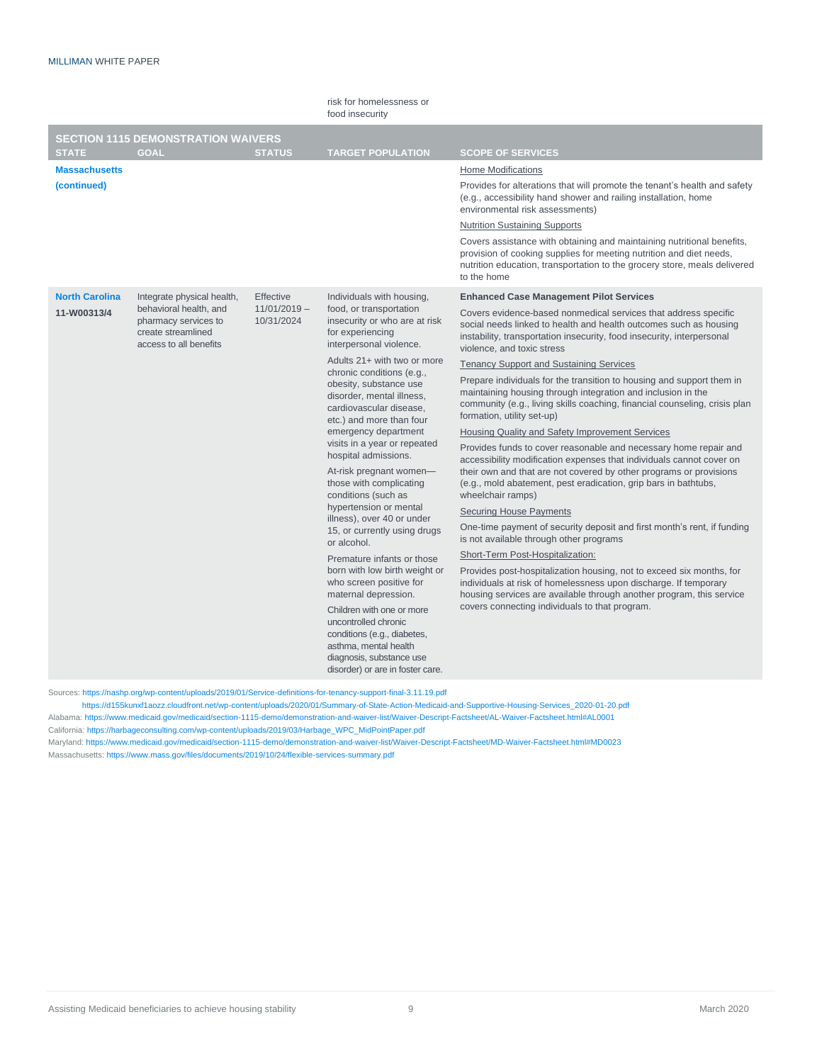risk for homelessness or food insecurity

| SECTION 1115 DEMONSTRATION WAIVERS | | | | |
|---|---|---|---|---|
| **STATE** | **GOAL** | **STATUS** | **TARGET POPULATION** | **SCOPE OF SERVICES** |
| **Massachusetts (continued)** | | | | Home Modifications<br><br>Provides for alterations that will promote the tenant's health and safety (e.g., accessibility hand shower and railing installation, home environmental risk assessments)<br><br>Nutrition Sustaining Supports<br><br>Covers assistance with obtaining and maintaining nutritional benefits, provision of cooking supplies for meeting nutrition and diet needs, nutrition education, transportation to the grocery store, meals delivered to the home |
| **North Carolina**<br>**11-W00313/4** | Integrate physical health, behavioral health, and pharmacy services to create streamlined access to all benefits | Effective 11/01/2019 – 10/31/2024 | Individuals with housing, food, or transportation insecurity or who are at risk for experiencing interpersonal violence.<br><br>Adults 21+ with two or more chronic conditions (e.g., obesity, substance use disorder, mental illness, cardiovascular disease, etc.) and more than four emergency department visits in a year or repeated hospital admissions.<br><br>At-risk pregnant women—those with complicating conditions (such as hypertension or mental illness), over 40 or under 15, or currently using drugs or alcohol.<br><br>Premature infants or those born with low birth weight or who screen positive for maternal depression.<br><br>Children with one or more uncontrolled chronic conditions (e.g., diabetes, asthma, mental health diagnosis, substance use disorder) or are in foster care. | **Enhanced Case Management Pilot Services**<br><br>Covers evidence-based nonmedical services that address specific social needs linked to health and health outcomes such as housing instability, transportation insecurity, food insecurity, interpersonal violence, and toxic stress<br><br>Tenancy Support and Sustaining Services<br><br>Prepare individuals for the transition to housing and support them in maintaining housing through integration and inclusion in the community (e.g., living skills coaching, financial counseling, crisis plan formation, utility set-up)<br><br>Housing Quality and Safety Improvement Services<br><br>Provides funds to cover reasonable and necessary home repair and accessibility modification expenses that individuals cannot cover on their own and that are not covered by other programs or provisions (e.g., mold abatement, pest eradication, grip bars in bathtubs, wheelchair ramps)<br><br>Securing House Payments<br><br>One-time payment of security deposit and first month's rent, if funding is not available through other programs<br><br>Short-Term Post-Hospitalization:<br><br>Provides post-hospitalization housing, not to exceed six months, for individuals at risk of homelessness upon discharge. If temporary housing services are available through another program, this service covers connecting individuals to that program. |

Sources: https://nashp.org/wp-content/uploads/2019/01/Service-definitions-for-tenancy-support-final-3.11.19.pdf
https://d155kunxf1aozz.cloudfront.net/wp-content/uploads/2020/01/Summary-of-State-Action-Medicaid-and-Supportive-Housing-Services_2020-01-20.pdf
Alabama: https://www.medicaid.gov/medicaid/section-1115-demo/demonstration-and-waiver-list/Waiver-Descript-Factsheet/AL-Waiver-Factsheet.html#AL0001
California: https://harbageconsulting.com/wp-content/uploads/2019/03/Harbage_WPC_MidPointPaper.pdf
Maryland: https://www.medicaid.gov/medicaid/section-1115-demo/demonstration-and-waiver-list/Waiver-Descript-Factsheet/MD-Waiver-Factsheet.html#MD0023
Massachusetts: https://www.mass.gov/files/documents/2019/10/24/flexible-services-summary.pdf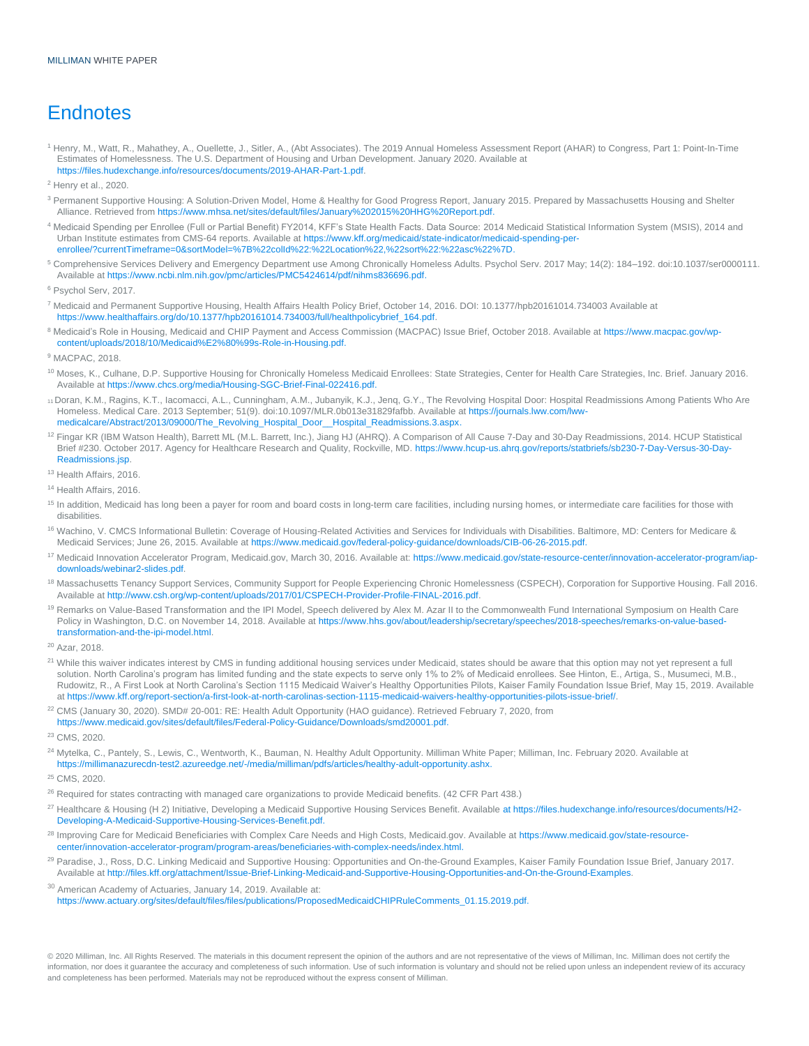# Endnotes

[1] Henry, M., Watt, R., Mahathey, A., Ouellette, J., Sitler, A., (Abt Associates). The 2019 Annual Homeless Assessment Report (AHAR) to Congress, Part 1: Point-In-Time Estimates of Homelessness. The U.S. Department of Housing and Urban Development. January 2020. Available at https://files.hudexchange.info/resources/documents/2019-AHAR-Part-1.pdf.

[2] Henry et al., 2020.

[3] Permanent Supportive Housing: A Solution-Driven Model, Home & Healthy for Good Progress Report, January 2015. Prepared by Massachusetts Housing and Shelter Alliance. Retrieved from https://www.mhsa.net/sites/default/files/January%202015%20HHG%20Report.pdf.

[4] Medicaid Spending per Enrollee (Full or Partial Benefit) FY2014, KFF's State Health Facts. Data Source: 2014 Medicaid Statistical Information System (MSIS), 2014 and Urban Institute estimates from CMS-64 reports. Available at https://www.kff.org/medicaid/state-indicator/medicaid-spending-per-enrollee/?currentTimeframe=0&sortModel=%7B%22colId%22:%22Location%22,%22sort%22:%22asc%22%7D.

[5] Comprehensive Services Delivery and Emergency Department use Among Chronically Homeless Adults. Psychol Serv. 2017 May; 14(2): 184–192. doi:10.1037/ser0000111. Available at https://www.ncbi.nlm.nih.gov/pmc/articles/PMC5424614/pdf/nihms836696.pdf.

[6] Psychol Serv, 2017.

[7] Medicaid and Permanent Supportive Housing, Health Affairs Health Policy Brief, October 14, 2016. DOI: 10.1377/hpb20161014.734003 Available at https://www.healthaffairs.org/do/10.1377/hpb20161014.734003/full/healthpolicybrief_164.pdf.

[8] Medicaid's Role in Housing, Medicaid and CHIP Payment and Access Commission (MACPAC) Issue Brief, October 2018. Available at https://www.macpac.gov/wp-content/uploads/2018/10/Medicaid%E2%80%99s-Role-in-Housing.pdf.

[9] MACPAC, 2018.

[10] Moses, K., Culhane, D.P. Supportive Housing for Chronically Homeless Medicaid Enrollees: State Strategies, Center for Health Care Strategies, Inc. Brief. January 2016. Available at https://www.chcs.org/media/Housing-SGC-Brief-Final-022416.pdf.

[11] Doran, K.M., Ragins, K.T., Iacomacci, A.L., Cunningham, A.M., Jubanyik, K.J., Jenq, G.Y., The Revolving Hospital Door: Hospital Readmissions Among Patients Who Are Homeless. Medical Care. 2013 September; 51(9). doi:10.1097/MLR.0b013e31829fafbb. Available at https://journals.lww.com/lww-medicalcare/Abstract/2013/09000/The_Revolving_Hospital_Door__Hospital_Readmissions.3.aspx.

[12] Fingar KR (IBM Watson Health), Barrett ML (M.L. Barrett, Inc.), Jiang HJ (AHRQ). A Comparison of All Cause 7-Day and 30-Day Readmissions, 2014. HCUP Statistical Brief #230. October 2017. Agency for Healthcare Research and Quality, Rockville, MD. https://www.hcup-us.ahrq.gov/reports/statbriefs/sb230-7-Day-Versus-30-Day-Readmissions.jsp.

[13] Health Affairs, 2016.

[14] Health Affairs, 2016.

[15] In addition, Medicaid has long been a payer for room and board costs in long-term care facilities, including nursing homes, or intermediate care facilities for those with disabilities.

[16] Wachino, V. CMCS Informational Bulletin: Coverage of Housing-Related Activities and Services for Individuals with Disabilities. Baltimore, MD: Centers for Medicare & Medicaid Services; June 26, 2015. Available at https://www.medicaid.gov/federal-policy-guidance/downloads/CIB-06-26-2015.pdf.

[17] Medicaid Innovation Accelerator Program, Medicaid.gov, March 30, 2016. Available at: https://www.medicaid.gov/state-resource-center/innovation-accelerator-program/iap-downloads/webinar2-slides.pdf.

[18] Massachusetts Tenancy Support Services, Community Support for People Experiencing Chronic Homelessness (CSPECH), Corporation for Supportive Housing. Fall 2016. Available at http://www.csh.org/wp-content/uploads/2017/01/CSPECH-Provider-Profile-FINAL-2016.pdf.

[19] Remarks on Value-Based Transformation and the IPI Model, Speech delivered by Alex M. Azar II to the Commonwealth Fund International Symposium on Health Care Policy in Washington, D.C. on November 14, 2018. Available at https://www.hhs.gov/about/leadership/secretary/speeches/2018-speeches/remarks-on-value-based-transformation-and-the-ipi-model.html.

[20] Azar, 2018.

[21] While this waiver indicates interest by CMS in funding additional housing services under Medicaid, states should be aware that this option may not yet represent a full solution. North Carolina's program has limited funding and the state expects to serve only 1% to 2% of Medicaid enrollees. See Hinton, E., Artiga, S., Musumeci, M.B., Rudowitz, R., A First Look at North Carolina's Section 1115 Medicaid Waiver's Healthy Opportunities Pilots, Kaiser Family Foundation Issue Brief, May 15, 2019. Available at https://www.kff.org/report-section/a-first-look-at-north-carolinas-section-1115-medicaid-waivers-healthy-opportunities-pilots-issue-brief/.

[22] CMS (January 30, 2020). SMD# 20-001: RE: Health Adult Opportunity (HAO guidance). Retrieved February 7, 2020, from https://www.medicaid.gov/sites/default/files/Federal-Policy-Guidance/Downloads/smd20001.pdf.

[23] CMS, 2020.

[24] Mytelka, C., Pantely, S., Lewis, C., Wentworth, K., Bauman, N. Healthy Adult Opportunity. Milliman White Paper; Milliman, Inc. February 2020. Available at https://millimanazurecdn-test2.azureedge.net/-/media/milliman/pdfs/articles/healthy-adult-opportunity.ashx.

[25] CMS, 2020.

[26] Required for states contracting with managed care organizations to provide Medicaid benefits. (42 CFR Part 438.)

[27] Healthcare & Housing (H 2) Initiative, Developing a Medicaid Supportive Housing Services Benefit. Available at https://files.hudexchange.info/resources/documents/H2-Developing-A-Medicaid-Supportive-Housing-Services-Benefit.pdf.

[28] Improving Care for Medicaid Beneficiaries with Complex Care Needs and High Costs, Medicaid.gov. Available at https://www.medicaid.gov/state-resource-center/innovation-accelerator-program/program-areas/beneficiaries-with-complex-needs/index.html.

[29] Paradise, J., Ross, D.C. Linking Medicaid and Supportive Housing: Opportunities and On-the-Ground Examples, Kaiser Family Foundation Issue Brief, January 2017. Available at http://files.kff.org/attachment/Issue-Brief-Linking-Medicaid-and-Supportive-Housing-Opportunities-and-On-the-Ground-Examples.

[30] American Academy of Actuaries, January 14, 2019. Available at: https://www.actuary.org/sites/default/files/files/publications/ProposedMedicaidCHIPRuleComments_01.15.2019.pdf.

© 2020 Milliman, Inc. All Rights Reserved. The materials in this document represent the opinion of the authors and are not representative of the views of Milliman, Inc. Milliman does not certify the information, nor does it guarantee the accuracy and completeness of such information. Use of such information is voluntary and should not be relied upon unless an independent review of its accuracy and completeness has been performed. Materials may not be reproduced without the express consent of Milliman.